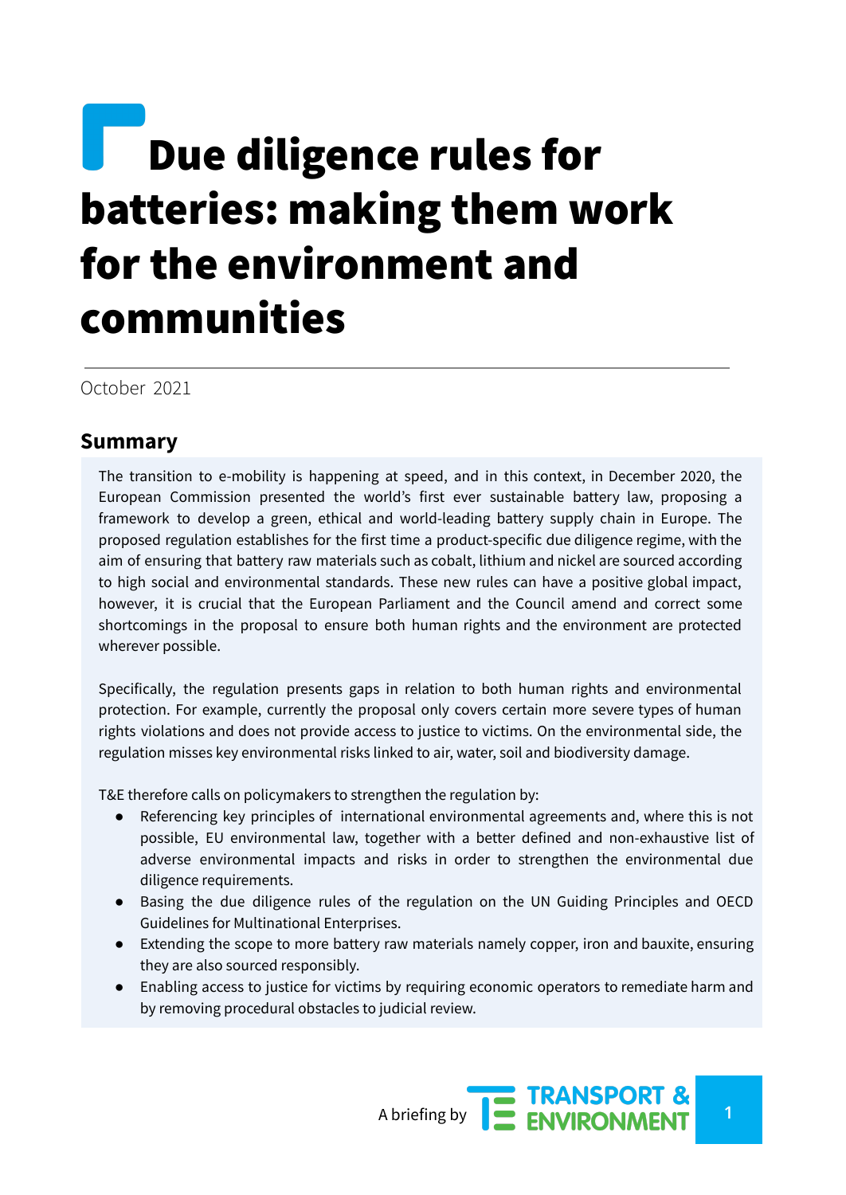# Due diligence rules for batteries: making them work for the environment and communities

October 2021

## Summary

The transition to e-mobility is happening at speed, and in this context, in December 2020, the European Commission presented the world's first ever sustainable battery law, proposing a framework to develop a green, ethical and world-leading battery supply chain in Europe. The proposed regulation establishes for the first time a product-specific due diligence regime, with the aim of ensuring that battery raw materials such as cobalt, lithium and nickel are sourced according to high social and environmental standards. These new rules can have a positive global impact, however, it is crucial that the European Parliament and the Council amend and correct some shortcomings in the proposal to ensure both human rights and the environment are protected wherever possible.

Specifically, the regulation presents gaps in relation to both human rights and environmental protection. For example, currently the proposal only covers certain more severe types of human rights violations and does not provide access to justice to victims. On the environmental side, the regulation misses key environmental risks linked to air, water, soil and biodiversity damage.

T&E therefore calls on policymakers to strengthen the regulation by:

- Referencing key principles of international environmental agreements and, where this is not possible, EU environmental law, together with a better defined and non-exhaustive list of adverse environmental impacts and risks in order to strengthen the environmental due diligence requirements.
- Basing the due diligence rules of the regulation on the UN Guiding Principles and OECD Guidelines for Multinational Enterprises.
- Extending the scope to more battery raw materials namely copper, iron and bauxite, ensuring they are also sourced responsibly.
- Enabling access to justice for victims by requiring economic operators to remediate harm and by removing procedural obstacles to judicial review.

A briefing by TRANSPORT & ENVIRONMENT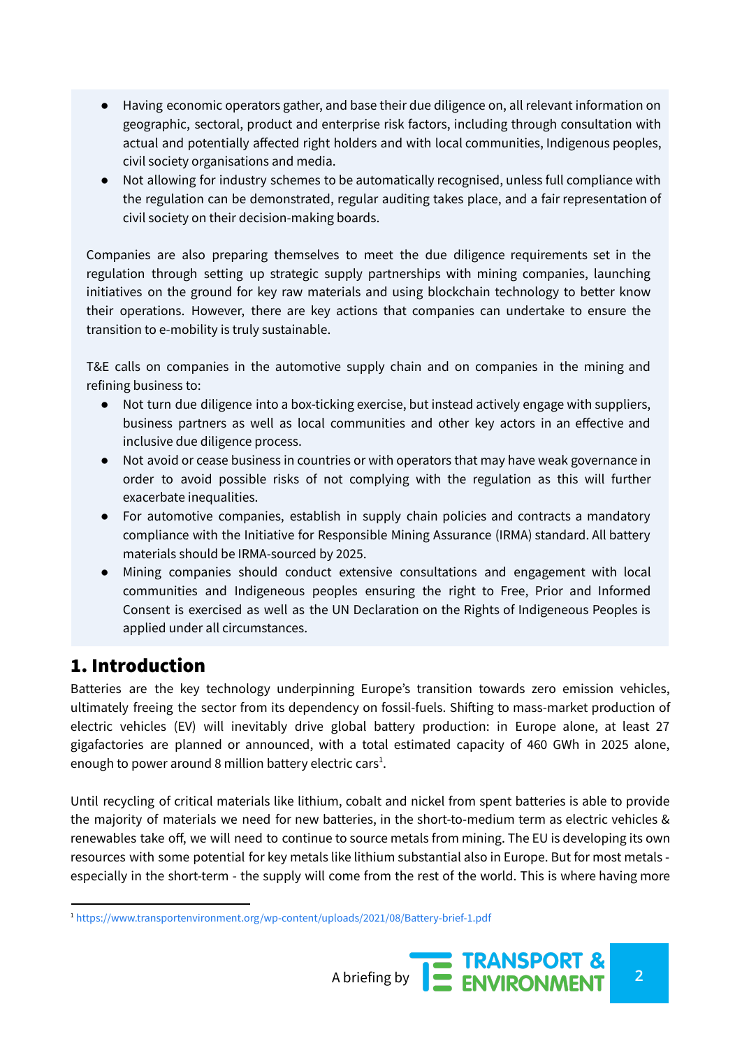- Having economic operators gather, and base their due diligence on, all relevant information on geographic, sectoral, product and enterprise risk factors, including through consultation with actual and potentially affected right holders and with local communities, Indigenous peoples, civil society organisations and media.
- Not allowing for industry schemes to be automatically recognised, unless full compliance with the regulation can be demonstrated, regular auditing takes place, and a fair representation of civil society on their decision-making boards.

Companies are also preparing themselves to meet the due diligence requirements set in the regulation through setting up strategic supply partnerships with mining companies, launching initiatives on the ground for key raw materials and using blockchain technology to better know their operations. However, there are key actions that companies can undertake to ensure the transition to e-mobility is truly sustainable.

T&E calls on companies in the automotive supply chain and on companies in the mining and refining business to:

- Not turn due diligence into a box-ticking exercise, but instead actively engage with suppliers, business partners as well as local communities and other key actors in an effective and inclusive due diligence process.
- Not avoid or cease business in countries or with operators that may have weak governance in order to avoid possible risks of not complying with the regulation as this will further exacerbate inequalities.
- For automotive companies, establish in supply chain policies and contracts a mandatory compliance with the Initiative for Responsible Mining Assurance (IRMA) standard. All battery materials should be IRMA-sourced by 2025.
- Mining companies should conduct extensive consultations and engagement with local communities and Indigeneous peoples ensuring the right to Free, Prior and Informed Consent is exercised as well as the UN Declaration on the Rights of Indigeneous Peoples is applied under all circumstances.

# 1. Introduction

Batteries are the key technology underpinning Europe's transition towards zero emission vehicles, ultimately freeing the sector from its dependency on fossil-fuels. Shifting to mass-market production of electric vehicles (EV) will inevitably drive global battery production: in Europe alone, at least 27 gigafactories are planned or announced, with a total estimated capacity of 460 GWh in 2025 alone, enough to power around 8 million battery electric cars[1].

Until recycling of critical materials like lithium, cobalt and nickel from spent batteries is able to provide the majority of materials we need for new batteries, in the short-to-medium term as electric vehicles & renewables take off, we will need to continue to source metals from mining. The EU is developing its own resources with some potential for key metals like lithium substantial also in Europe. But for most metals - especially in the short-term - the supply will come from the rest of the world. This is where having more

[1] https://www.transportenvironment.org/wp-content/uploads/2021/08/Battery-brief-1.pdf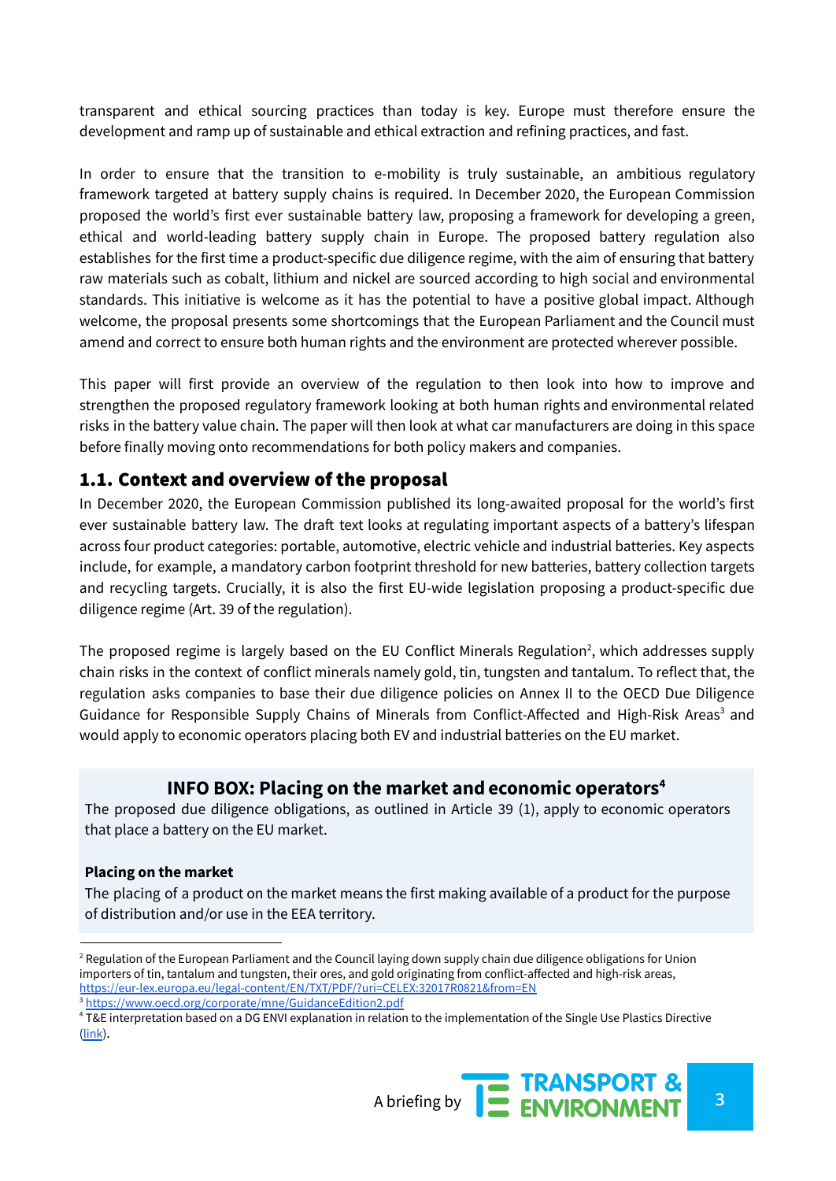transparent and ethical sourcing practices than today is key. Europe must therefore ensure the development and ramp up of sustainable and ethical extraction and refining practices, and fast.

In order to ensure that the transition to e-mobility is truly sustainable, an ambitious regulatory framework targeted at battery supply chains is required. In December 2020, the European Commission proposed the world's first ever sustainable battery law, proposing a framework for developing a green, ethical and world-leading battery supply chain in Europe. The proposed battery regulation also establishes for the first time a product-specific due diligence regime, with the aim of ensuring that battery raw materials such as cobalt, lithium and nickel are sourced according to high social and environmental standards. This initiative is welcome as it has the potential to have a positive global impact. Although welcome, the proposal presents some shortcomings that the European Parliament and the Council must amend and correct to ensure both human rights and the environment are protected wherever possible.

This paper will first provide an overview of the regulation to then look into how to improve and strengthen the proposed regulatory framework looking at both human rights and environmental related risks in the battery value chain. The paper will then look at what car manufacturers are doing in this space before finally moving onto recommendations for both policy makers and companies.

## 1.1. Context and overview of the proposal

In December 2020, the European Commission published its long-awaited proposal for the world's first ever sustainable battery law. The draft text looks at regulating important aspects of a battery's lifespan across four product categories: portable, automotive, electric vehicle and industrial batteries. Key aspects include, for example, a mandatory carbon footprint threshold for new batteries, battery collection targets and recycling targets. Crucially, it is also the first EU-wide legislation proposing a product-specific due diligence regime (Art. 39 of the regulation).

The proposed regime is largely based on the EU Conflict Minerals Regulation[2], which addresses supply chain risks in the context of conflict minerals namely gold, tin, tungsten and tantalum. To reflect that, the regulation asks companies to base their due diligence policies on Annex II to the OECD Due Diligence Guidance for Responsible Supply Chains of Minerals from Conflict-Affected and High-Risk Areas[3] and would apply to economic operators placing both EV and industrial batteries on the EU market.

### INFO BOX: Placing on the market and economic operators[4]

The proposed due diligence obligations, as outlined in Article 39 (1), apply to economic operators that place a battery on the EU market.

**Placing on the market**

The placing of a product on the market means the first making available of a product for the purpose of distribution and/or use in the EEA territory.

---

[2] Regulation of the European Parliament and the Council laying down supply chain due diligence obligations for Union importers of tin, tantalum and tungsten, their ores, and gold originating from conflict-affected and high-risk areas, https://eur-lex.europa.eu/legal-content/EN/TXT/PDF/?uri=CELEX:32017R0821&from=EN

[3] https://www.oecd.org/corporate/mne/GuidanceEdition2.pdf

[4] T&E interpretation based on a DG ENVI explanation in relation to the implementation of the Single Use Plastics Directive (link).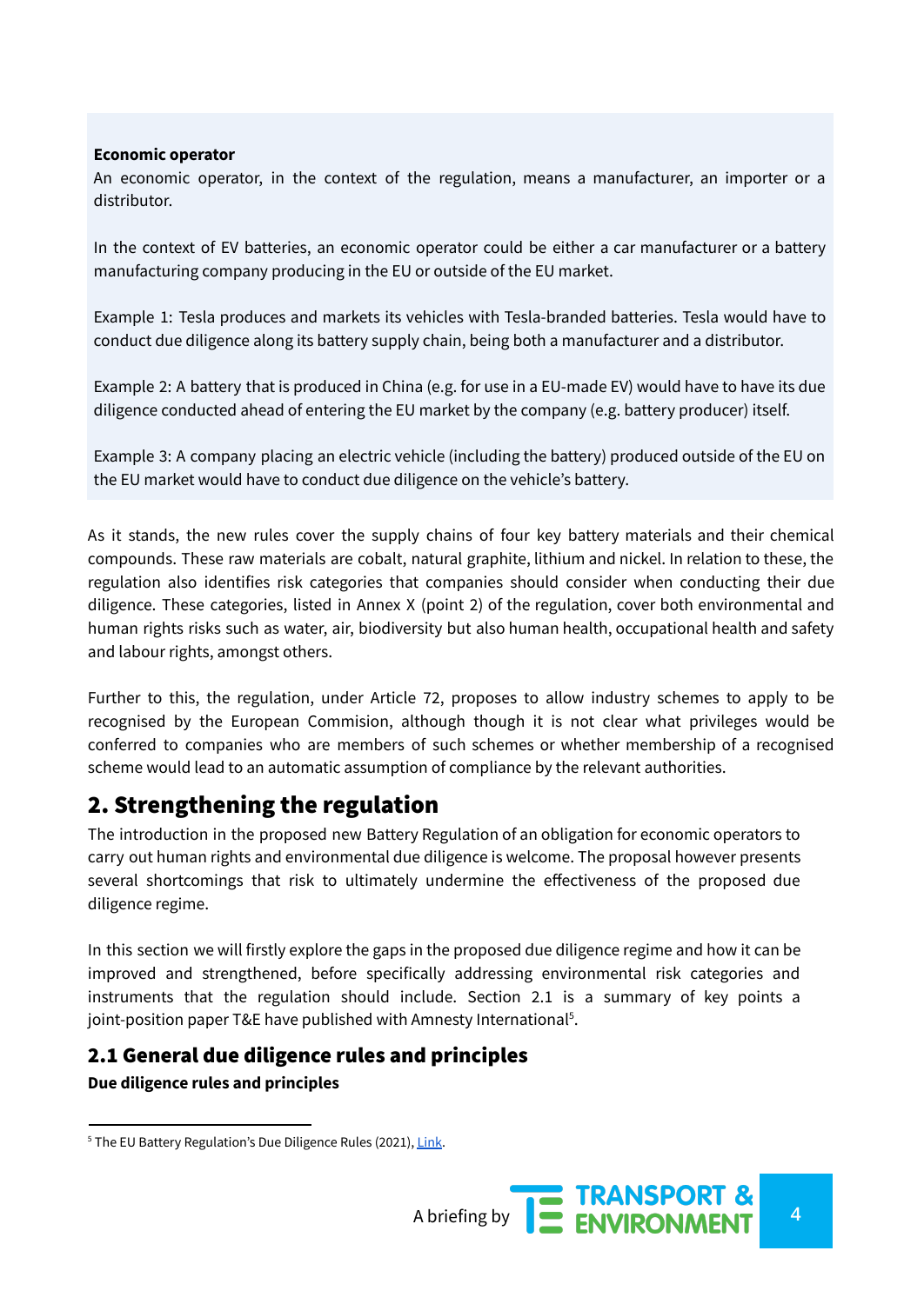**Economic operator**

An economic operator, in the context of the regulation, means a manufacturer, an importer or a distributor.

In the context of EV batteries, an economic operator could be either a car manufacturer or a battery manufacturing company producing in the EU or outside of the EU market.

Example 1: Tesla produces and markets its vehicles with Tesla-branded batteries. Tesla would have to conduct due diligence along its battery supply chain, being both a manufacturer and a distributor.

Example 2: A battery that is produced in China (e.g. for use in a EU-made EV) would have to have its due diligence conducted ahead of entering the EU market by the company (e.g. battery producer) itself.

Example 3: A company placing an electric vehicle (including the battery) produced outside of the EU on the EU market would have to conduct due diligence on the vehicle's battery.

As it stands, the new rules cover the supply chains of four key battery materials and their chemical compounds. These raw materials are cobalt, natural graphite, lithium and nickel. In relation to these, the regulation also identifies risk categories that companies should consider when conducting their due diligence. These categories, listed in Annex X (point 2) of the regulation, cover both environmental and human rights risks such as water, air, biodiversity but also human health, occupational health and safety and labour rights, amongst others.

Further to this, the regulation, under Article 72, proposes to allow industry schemes to apply to be recognised by the European Commision, although though it is not clear what privileges would be conferred to companies who are members of such schemes or whether membership of a recognised scheme would lead to an automatic assumption of compliance by the relevant authorities.

## 2. Strengthening the regulation

The introduction in the proposed new Battery Regulation of an obligation for economic operators to carry out human rights and environmental due diligence is welcome. The proposal however presents several shortcomings that risk to ultimately undermine the effectiveness of the proposed due diligence regime.

In this section we will firstly explore the gaps in the proposed due diligence regime and how it can be improved and strengthened, before specifically addressing environmental risk categories and instruments that the regulation should include. Section 2.1 is a summary of key points a joint-position paper T&E have published with Amnesty International[5].

### 2.1 General due diligence rules and principles

**Due diligence rules and principles**

[5] The EU Battery Regulation's Due Diligence Rules (2021), Link.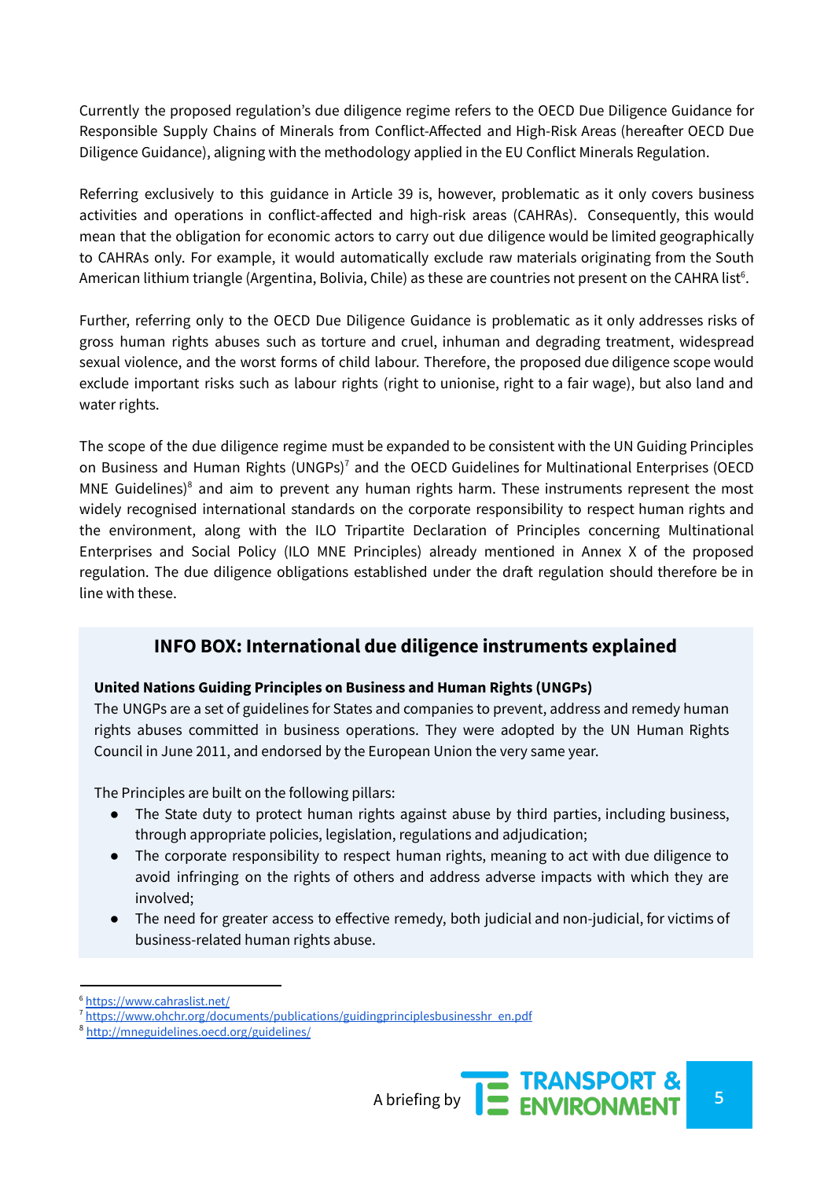Currently the proposed regulation's due diligence regime refers to the OECD Due Diligence Guidance for Responsible Supply Chains of Minerals from Conflict-Affected and High-Risk Areas (hereafter OECD Due Diligence Guidance), aligning with the methodology applied in the EU Conflict Minerals Regulation.

Referring exclusively to this guidance in Article 39 is, however, problematic as it only covers business activities and operations in conflict-affected and high-risk areas (CAHRAs). Consequently, this would mean that the obligation for economic actors to carry out due diligence would be limited geographically to CAHRAs only. For example, it would automatically exclude raw materials originating from the South American lithium triangle (Argentina, Bolivia, Chile) as these are countries not present on the CAHRA list[6].

Further, referring only to the OECD Due Diligence Guidance is problematic as it only addresses risks of gross human rights abuses such as torture and cruel, inhuman and degrading treatment, widespread sexual violence, and the worst forms of child labour. Therefore, the proposed due diligence scope would exclude important risks such as labour rights (right to unionise, right to a fair wage), but also land and water rights.

The scope of the due diligence regime must be expanded to be consistent with the UN Guiding Principles on Business and Human Rights (UNGPs)[7] and the OECD Guidelines for Multinational Enterprises (OECD MNE Guidelines)[8] and aim to prevent any human rights harm. These instruments represent the most widely recognised international standards on the corporate responsibility to respect human rights and the environment, along with the ILO Tripartite Declaration of Principles concerning Multinational Enterprises and Social Policy (ILO MNE Principles) already mentioned in Annex X of the proposed regulation. The due diligence obligations established under the draft regulation should therefore be in line with these.

## INFO BOX: International due diligence instruments explained

**United Nations Guiding Principles on Business and Human Rights (UNGPs)**

The UNGPs are a set of guidelines for States and companies to prevent, address and remedy human rights abuses committed in business operations. They were adopted by the UN Human Rights Council in June 2011, and endorsed by the European Union the very same year.

The Principles are built on the following pillars:

- The State duty to protect human rights against abuse by third parties, including business, through appropriate policies, legislation, regulations and adjudication;
- The corporate responsibility to respect human rights, meaning to act with due diligence to avoid infringing on the rights of others and address adverse impacts with which they are involved;
- The need for greater access to effective remedy, both judicial and non-judicial, for victims of business-related human rights abuse.

---

[6] https://www.cahraslist.net/

[7] https://www.ohchr.org/documents/publications/guidingprinciplesbusinesshr_en.pdf

[8] http://mneguidelines.oecd.org/guidelines/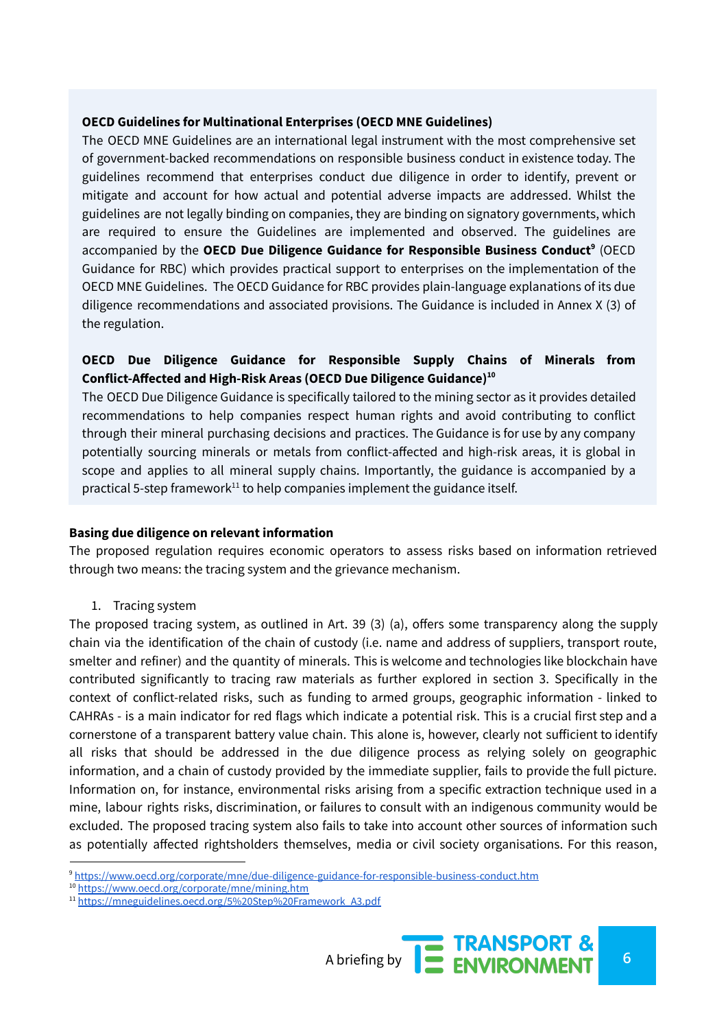**OECD Guidelines for Multinational Enterprises (OECD MNE Guidelines)**

The OECD MNE Guidelines are an international legal instrument with the most comprehensive set of government-backed recommendations on responsible business conduct in existence today. The guidelines recommend that enterprises conduct due diligence in order to identify, prevent or mitigate and account for how actual and potential adverse impacts are addressed. Whilst the guidelines are not legally binding on companies, they are binding on signatory governments, which are required to ensure the Guidelines are implemented and observed. The guidelines are accompanied by the **OECD Due Diligence Guidance for Responsible Business Conduct**[9] (OECD Guidance for RBC) which provides practical support to enterprises on the implementation of the OECD MNE Guidelines. The OECD Guidance for RBC provides plain-language explanations of its due diligence recommendations and associated provisions. The Guidance is included in Annex X (3) of the regulation.

**OECD Due Diligence Guidance for Responsible Supply Chains of Minerals from Conflict-Affected and High-Risk Areas (OECD Due Diligence Guidance)**[10]

The OECD Due Diligence Guidance is specifically tailored to the mining sector as it provides detailed recommendations to help companies respect human rights and avoid contributing to conflict through their mineral purchasing decisions and practices. The Guidance is for use by any company potentially sourcing minerals or metals from conflict-affected and high-risk areas, it is global in scope and applies to all mineral supply chains. Importantly, the guidance is accompanied by a practical 5-step framework[11] to help companies implement the guidance itself.

**Basing due diligence on relevant information**

The proposed regulation requires economic operators to assess risks based on information retrieved through two means: the tracing system and the grievance mechanism.

1. Tracing system

The proposed tracing system, as outlined in Art. 39 (3) (a), offers some transparency along the supply chain via the identification of the chain of custody (i.e. name and address of suppliers, transport route, smelter and refiner) and the quantity of minerals. This is welcome and technologies like blockchain have contributed significantly to tracing raw materials as further explored in section 3. Specifically in the context of conflict-related risks, such as funding to armed groups, geographic information - linked to CAHRAs - is a main indicator for red flags which indicate a potential risk. This is a crucial first step and a cornerstone of a transparent battery value chain. This alone is, however, clearly not sufficient to identify all risks that should be addressed in the due diligence process as relying solely on geographic information, and a chain of custody provided by the immediate supplier, fails to provide the full picture. Information on, for instance, environmental risks arising from a specific extraction technique used in a mine, labour rights risks, discrimination, or failures to consult with an indigenous community would be excluded. The proposed tracing system also fails to take into account other sources of information such as potentially affected rightsholders themselves, media or civil society organisations. For this reason,

---

[9] https://www.oecd.org/corporate/mne/due-diligence-guidance-for-responsible-business-conduct.htm

[10] https://www.oecd.org/corporate/mne/mining.htm

[11] https://mneguidelines.oecd.org/5%20Step%20Framework_A3.pdf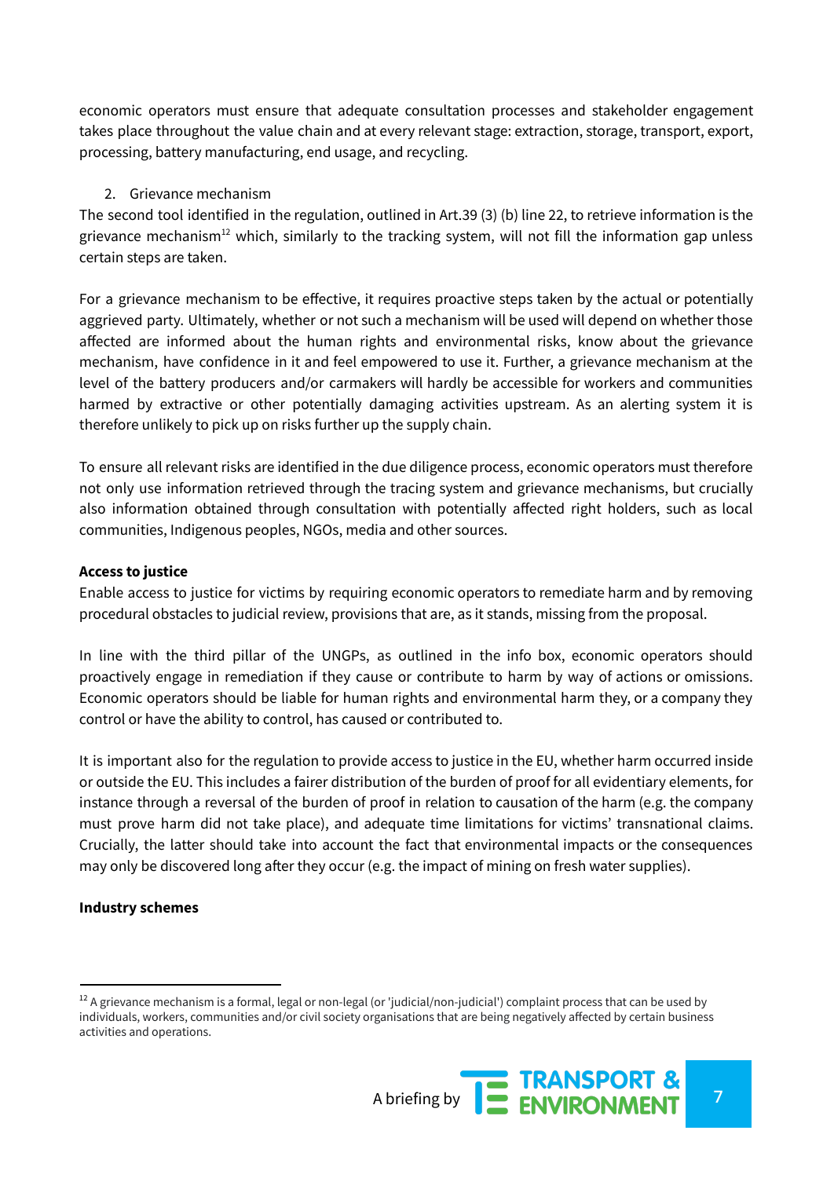economic operators must ensure that adequate consultation processes and stakeholder engagement takes place throughout the value chain and at every relevant stage: extraction, storage, transport, export, processing, battery manufacturing, end usage, and recycling.

2. Grievance mechanism

The second tool identified in the regulation, outlined in Art.39 (3) (b) line 22, to retrieve information is the grievance mechanism[12] which, similarly to the tracking system, will not fill the information gap unless certain steps are taken.

For a grievance mechanism to be effective, it requires proactive steps taken by the actual or potentially aggrieved party. Ultimately, whether or not such a mechanism will be used will depend on whether those affected are informed about the human rights and environmental risks, know about the grievance mechanism, have confidence in it and feel empowered to use it. Further, a grievance mechanism at the level of the battery producers and/or carmakers will hardly be accessible for workers and communities harmed by extractive or other potentially damaging activities upstream. As an alerting system it is therefore unlikely to pick up on risks further up the supply chain.

To ensure all relevant risks are identified in the due diligence process, economic operators must therefore not only use information retrieved through the tracing system and grievance mechanisms, but crucially also information obtained through consultation with potentially affected right holders, such as local communities, Indigenous peoples, NGOs, media and other sources.

**Access to justice**

Enable access to justice for victims by requiring economic operators to remediate harm and by removing procedural obstacles to judicial review, provisions that are, as it stands, missing from the proposal.

In line with the third pillar of the UNGPs, as outlined in the info box, economic operators should proactively engage in remediation if they cause or contribute to harm by way of actions or omissions. Economic operators should be liable for human rights and environmental harm they, or a company they control or have the ability to control, has caused or contributed to.

It is important also for the regulation to provide access to justice in the EU, whether harm occurred inside or outside the EU. This includes a fairer distribution of the burden of proof for all evidentiary elements, for instance through a reversal of the burden of proof in relation to causation of the harm (e.g. the company must prove harm did not take place), and adequate time limitations for victims' transnational claims. Crucially, the latter should take into account the fact that environmental impacts or the consequences may only be discovered long after they occur (e.g. the impact of mining on fresh water supplies).

**Industry schemes**

[12] A grievance mechanism is a formal, legal or non-legal (or 'judicial/non-judicial') complaint process that can be used by individuals, workers, communities and/or civil society organisations that are being negatively affected by certain business activities and operations.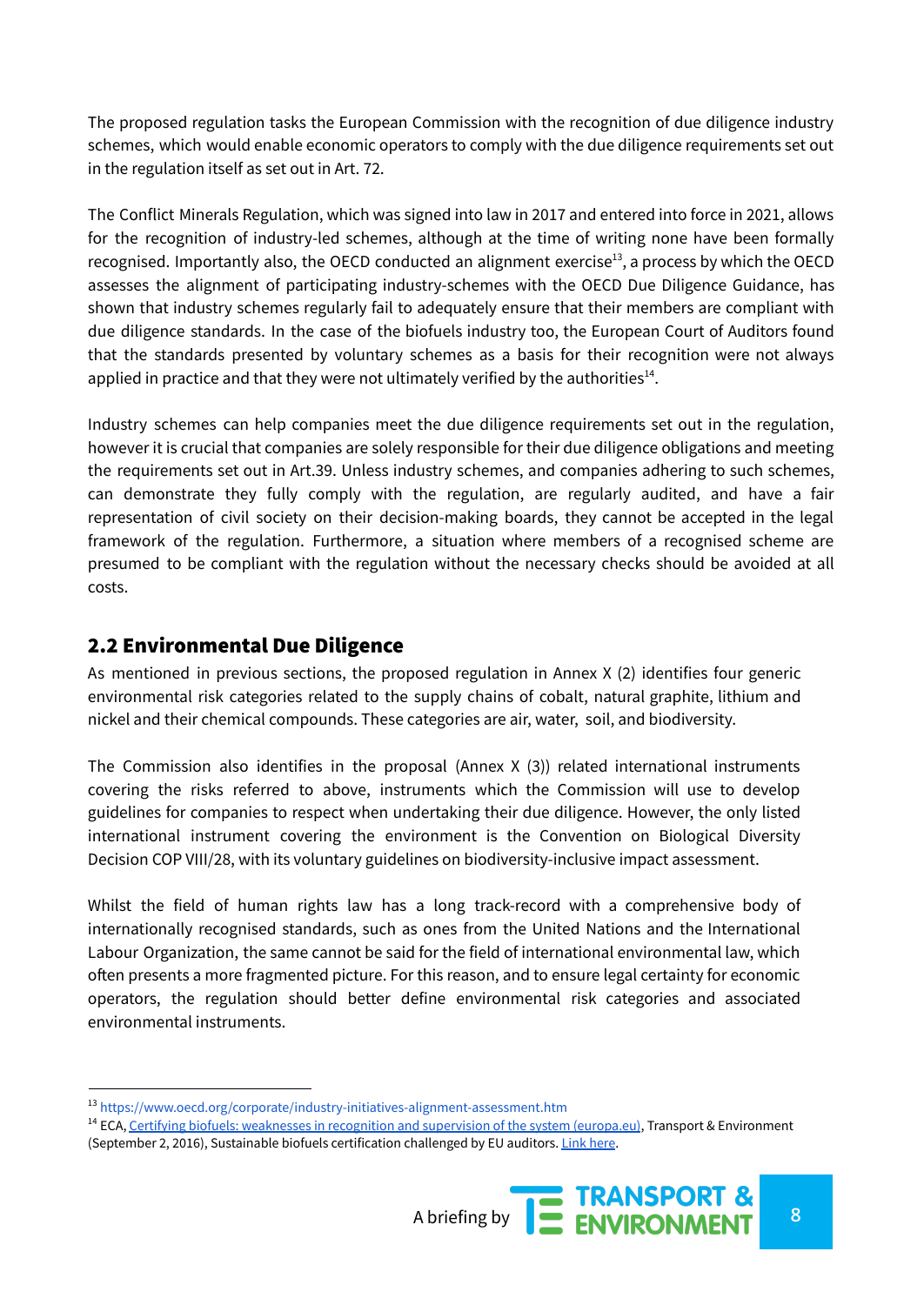The proposed regulation tasks the European Commission with the recognition of due diligence industry schemes, which would enable economic operators to comply with the due diligence requirements set out in the regulation itself as set out in Art. 72.

The Conflict Minerals Regulation, which was signed into law in 2017 and entered into force in 2021, allows for the recognition of industry-led schemes, although at the time of writing none have been formally recognised. Importantly also, the OECD conducted an alignment exercise[13], a process by which the OECD assesses the alignment of participating industry-schemes with the OECD Due Diligence Guidance, has shown that industry schemes regularly fail to adequately ensure that their members are compliant with due diligence standards. In the case of the biofuels industry too, the European Court of Auditors found that the standards presented by voluntary schemes as a basis for their recognition were not always applied in practice and that they were not ultimately verified by the authorities[14].

Industry schemes can help companies meet the due diligence requirements set out in the regulation, however it is crucial that companies are solely responsible for their due diligence obligations and meeting the requirements set out in Art.39. Unless industry schemes, and companies adhering to such schemes, can demonstrate they fully comply with the regulation, are regularly audited, and have a fair representation of civil society on their decision-making boards, they cannot be accepted in the legal framework of the regulation. Furthermore, a situation where members of a recognised scheme are presumed to be compliant with the regulation without the necessary checks should be avoided at all costs.

## 2.2 Environmental Due Diligence

As mentioned in previous sections, the proposed regulation in Annex X (2) identifies four generic environmental risk categories related to the supply chains of cobalt, natural graphite, lithium and nickel and their chemical compounds. These categories are air, water, soil, and biodiversity.

The Commission also identifies in the proposal (Annex X (3)) related international instruments covering the risks referred to above, instruments which the Commission will use to develop guidelines for companies to respect when undertaking their due diligence. However, the only listed international instrument covering the environment is the Convention on Biological Diversity Decision COP VIII/28, with its voluntary guidelines on biodiversity-inclusive impact assessment.

Whilst the field of human rights law has a long track-record with a comprehensive body of internationally recognised standards, such as ones from the United Nations and the International Labour Organization, the same cannot be said for the field of international environmental law, which often presents a more fragmented picture. For this reason, and to ensure legal certainty for economic operators, the regulation should better define environmental risk categories and associated environmental instruments.

---

[13] https://www.oecd.org/corporate/industry-initiatives-alignment-assessment.htm

[14] ECA, [Certifying biofuels: weaknesses in recognition and supervision of the system (europa.eu)](), Transport & Environment (September 2, 2016), Sustainable biofuels certification challenged by EU auditors. [Link here]().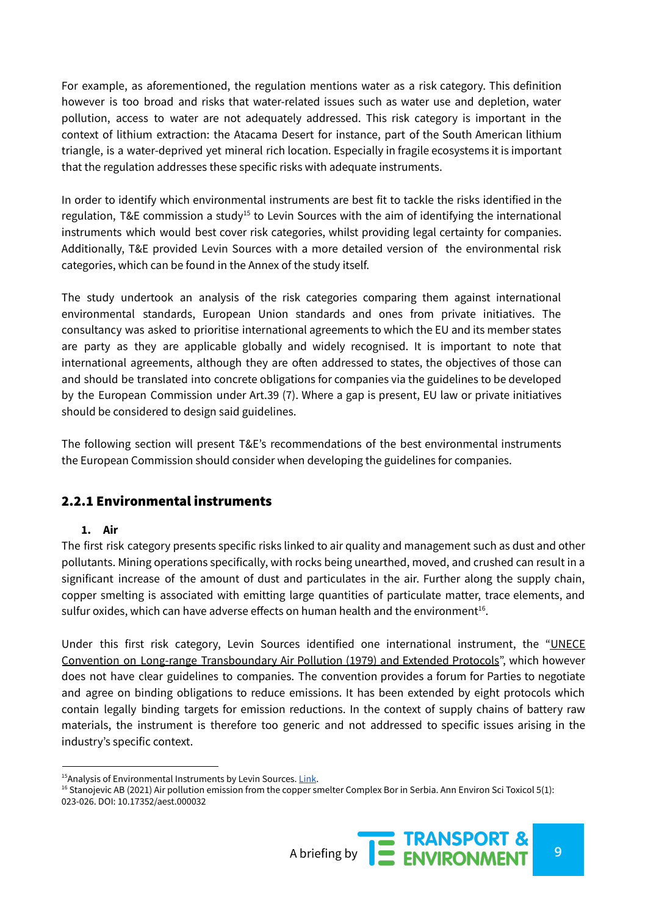For example, as aforementioned, the regulation mentions water as a risk category. This definition however is too broad and risks that water-related issues such as water use and depletion, water pollution, access to water are not adequately addressed. This risk category is important in the context of lithium extraction: the Atacama Desert for instance, part of the South American lithium triangle, is a water-deprived yet mineral rich location. Especially in fragile ecosystems it is important that the regulation addresses these specific risks with adequate instruments.

In order to identify which environmental instruments are best fit to tackle the risks identified in the regulation, T&E commission a study[15] to Levin Sources with the aim of identifying the international instruments which would best cover risk categories, whilst providing legal certainty for companies. Additionally, T&E provided Levin Sources with a more detailed version of the environmental risk categories, which can be found in the Annex of the study itself.

The study undertook an analysis of the risk categories comparing them against international environmental standards, European Union standards and ones from private initiatives. The consultancy was asked to prioritise international agreements to which the EU and its member states are party as they are applicable globally and widely recognised. It is important to note that international agreements, although they are often addressed to states, the objectives of those can and should be translated into concrete obligations for companies via the guidelines to be developed by the European Commission under Art.39 (7). Where a gap is present, EU law or private initiatives should be considered to design said guidelines.

The following section will present T&E's recommendations of the best environmental instruments the European Commission should consider when developing the guidelines for companies.

### 2.2.1 Environmental instruments

1. **Air**

The first risk category presents specific risks linked to air quality and management such as dust and other pollutants. Mining operations specifically, with rocks being unearthed, moved, and crushed can result in a significant increase of the amount of dust and particulates in the air. Further along the supply chain, copper smelting is associated with emitting large quantities of particulate matter, trace elements, and sulfur oxides, which can have adverse effects on human health and the environment[16].

Under this first risk category, Levin Sources identified one international instrument, the "UNECE Convention on Long-range Transboundary Air Pollution (1979) and Extended Protocols", which however does not have clear guidelines to companies. The convention provides a forum for Parties to negotiate and agree on binding obligations to reduce emissions. It has been extended by eight protocols which contain legally binding targets for emission reductions. In the context of supply chains of battery raw materials, the instrument is therefore too generic and not addressed to specific issues arising in the industry's specific context.

---

[15] Analysis of Environmental Instruments by Levin Sources. Link.

[16] Stanojevic AB (2021) Air pollution emission from the copper smelter Complex Bor in Serbia. Ann Environ Sci Toxicol 5(1): 023-026. DOI: 10.17352/aest.000032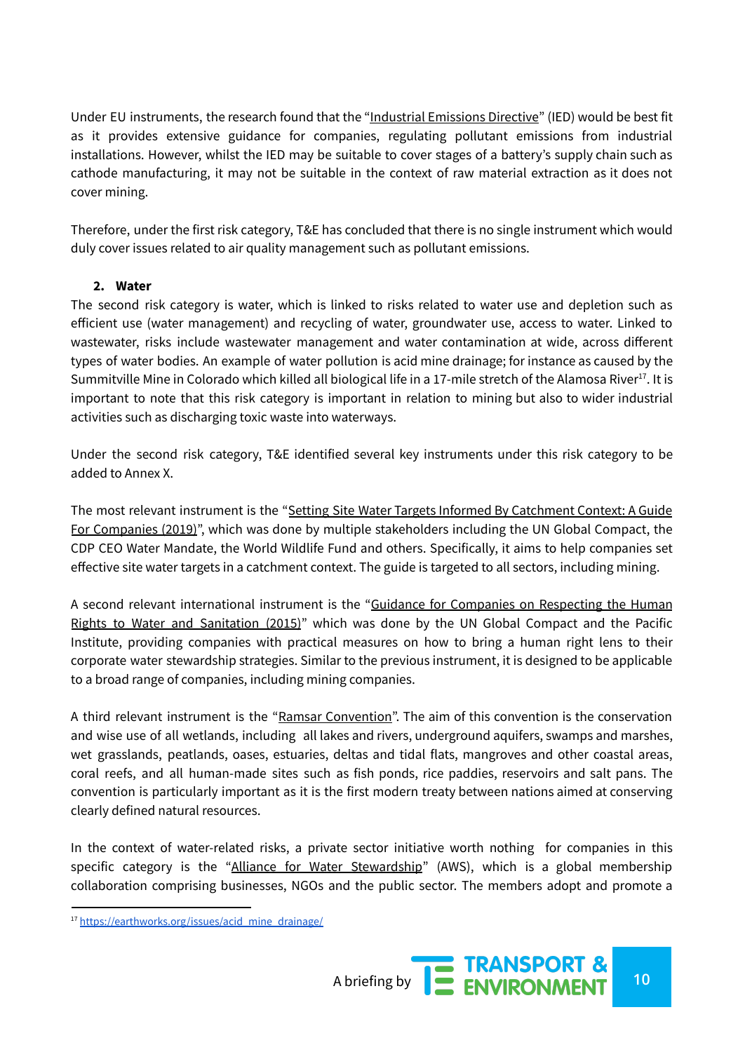Under EU instruments, the research found that the "Industrial Emissions Directive" (IED) would be best fit as it provides extensive guidance for companies, regulating pollutant emissions from industrial installations. However, whilst the IED may be suitable to cover stages of a battery's supply chain such as cathode manufacturing, it may not be suitable in the context of raw material extraction as it does not cover mining.

Therefore, under the first risk category, T&E has concluded that there is no single instrument which would duly cover issues related to air quality management such as pollutant emissions.

**2. Water**

The second risk category is water, which is linked to risks related to water use and depletion such as efficient use (water management) and recycling of water, groundwater use, access to water. Linked to wastewater, risks include wastewater management and water contamination at wide, across different types of water bodies. An example of water pollution is acid mine drainage; for instance as caused by the Summitville Mine in Colorado which killed all biological life in a 17-mile stretch of the Alamosa River[17]. It is important to note that this risk category is important in relation to mining but also to wider industrial activities such as discharging toxic waste into waterways.

Under the second risk category, T&E identified several key instruments under this risk category to be added to Annex X.

The most relevant instrument is the "Setting Site Water Targets Informed By Catchment Context: A Guide For Companies (2019)", which was done by multiple stakeholders including the UN Global Compact, the CDP CEO Water Mandate, the World Wildlife Fund and others. Specifically, it aims to help companies set effective site water targets in a catchment context. The guide is targeted to all sectors, including mining.

A second relevant international instrument is the "Guidance for Companies on Respecting the Human Rights to Water and Sanitation (2015)" which was done by the UN Global Compact and the Pacific Institute, providing companies with practical measures on how to bring a human right lens to their corporate water stewardship strategies. Similar to the previous instrument, it is designed to be applicable to a broad range of companies, including mining companies.

A third relevant instrument is the "Ramsar Convention". The aim of this convention is the conservation and wise use of all wetlands, including all lakes and rivers, underground aquifers, swamps and marshes, wet grasslands, peatlands, oases, estuaries, deltas and tidal flats, mangroves and other coastal areas, coral reefs, and all human-made sites such as fish ponds, rice paddies, reservoirs and salt pans. The convention is particularly important as it is the first modern treaty between nations aimed at conserving clearly defined natural resources.

In the context of water-related risks, a private sector initiative worth nothing for companies in this specific category is the "Alliance for Water Stewardship" (AWS), which is a global membership collaboration comprising businesses, NGOs and the public sector. The members adopt and promote a

[17] https://earthworks.org/issues/acid_mine_drainage/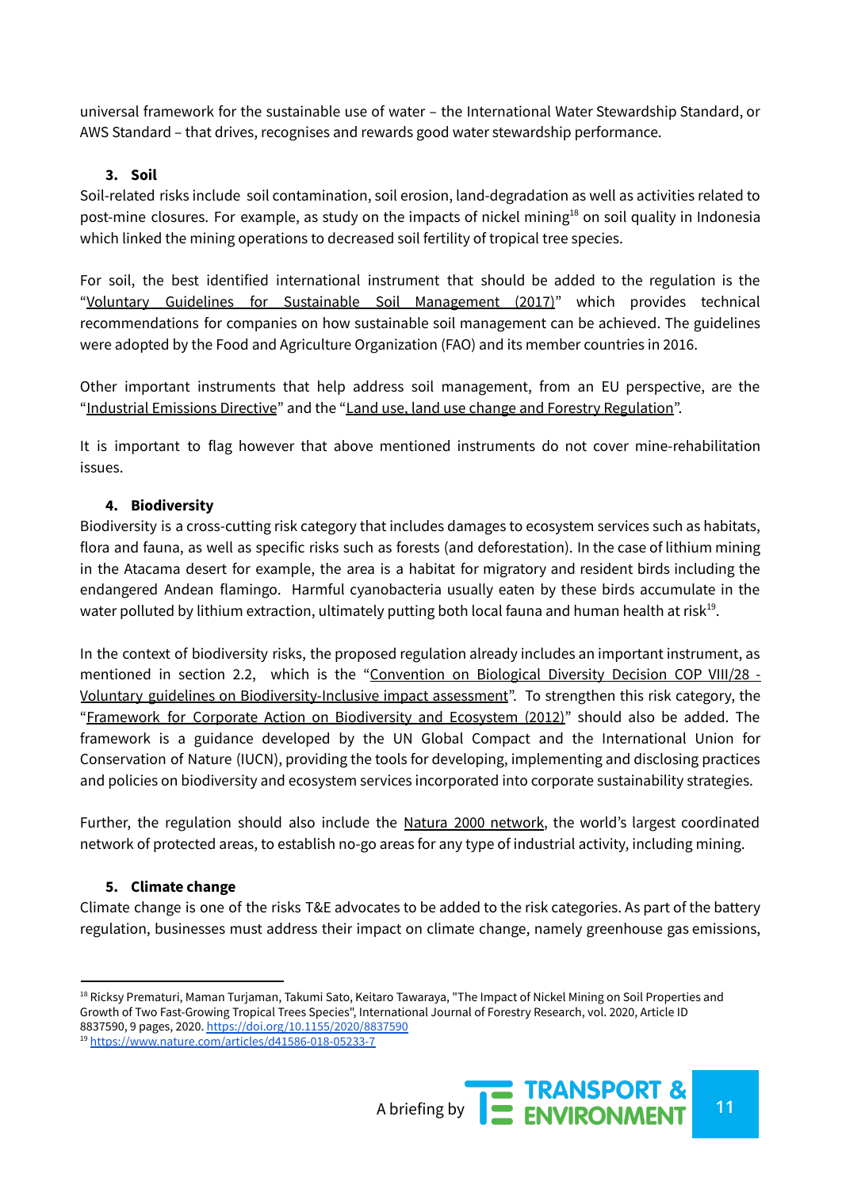universal framework for the sustainable use of water – the International Water Stewardship Standard, or AWS Standard – that drives, recognises and rewards good water stewardship performance.

### 3. Soil

Soil-related risks include soil contamination, soil erosion, land-degradation as well as activities related to post-mine closures. For example, as study on the impacts of nickel mining[18] on soil quality in Indonesia which linked the mining operations to decreased soil fertility of tropical tree species.

For soil, the best identified international instrument that should be added to the regulation is the "Voluntary Guidelines for Sustainable Soil Management (2017)" which provides technical recommendations for companies on how sustainable soil management can be achieved. The guidelines were adopted by the Food and Agriculture Organization (FAO) and its member countries in 2016.

Other important instruments that help address soil management, from an EU perspective, are the "Industrial Emissions Directive" and the "Land use, land use change and Forestry Regulation".

It is important to flag however that above mentioned instruments do not cover mine-rehabilitation issues.

### 4. Biodiversity

Biodiversity is a cross-cutting risk category that includes damages to ecosystem services such as habitats, flora and fauna, as well as specific risks such as forests (and deforestation). In the case of lithium mining in the Atacama desert for example, the area is a habitat for migratory and resident birds including the endangered Andean flamingo. Harmful cyanobacteria usually eaten by these birds accumulate in the water polluted by lithium extraction, ultimately putting both local fauna and human health at risk[19].

In the context of biodiversity risks, the proposed regulation already includes an important instrument, as mentioned in section 2.2, which is the "Convention on Biological Diversity Decision COP VIII/28 - Voluntary guidelines on Biodiversity-Inclusive impact assessment". To strengthen this risk category, the "Framework for Corporate Action on Biodiversity and Ecosystem (2012)" should also be added. The framework is a guidance developed by the UN Global Compact and the International Union for Conservation of Nature (IUCN), providing the tools for developing, implementing and disclosing practices and policies on biodiversity and ecosystem services incorporated into corporate sustainability strategies.

Further, the regulation should also include the Natura 2000 network, the world's largest coordinated network of protected areas, to establish no-go areas for any type of industrial activity, including mining.

### 5. Climate change

Climate change is one of the risks T&E advocates to be added to the risk categories. As part of the battery regulation, businesses must address their impact on climate change, namely greenhouse gas emissions,

---

[18] Ricksy Prematuri, Maman Turjaman, Takumi Sato, Keitaro Tawaraya, "The Impact of Nickel Mining on Soil Properties and Growth of Two Fast-Growing Tropical Trees Species", International Journal of Forestry Research, vol. 2020, Article ID 8837590, 9 pages, 2020. https://doi.org/10.1155/2020/8837590

[19] https://www.nature.com/articles/d41586-018-05233-7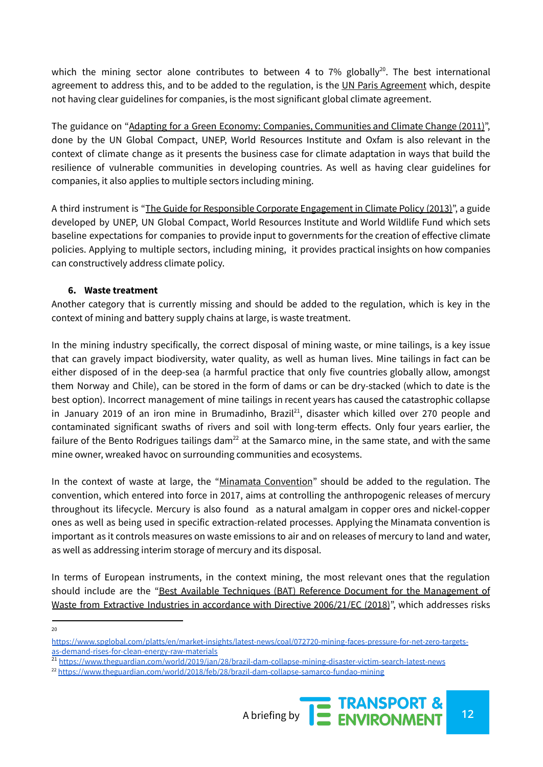which the mining sector alone contributes to between 4 to 7% globally[20]. The best international agreement to address this, and to be added to the regulation, is the UN Paris Agreement which, despite not having clear guidelines for companies, is the most significant global climate agreement.

The guidance on "Adapting for a Green Economy: Companies, Communities and Climate Change (2011)", done by the UN Global Compact, UNEP, World Resources Institute and Oxfam is also relevant in the context of climate change as it presents the business case for climate adaptation in ways that build the resilience of vulnerable communities in developing countries. As well as having clear guidelines for companies, it also applies to multiple sectors including mining.

A third instrument is "The Guide for Responsible Corporate Engagement in Climate Policy (2013)", a guide developed by UNEP, UN Global Compact, World Resources Institute and World Wildlife Fund which sets baseline expectations for companies to provide input to governments for the creation of effective climate policies. Applying to multiple sectors, including mining, it provides practical insights on how companies can constructively address climate policy.

### 6. Waste treatment

Another category that is currently missing and should be added to the regulation, which is key in the context of mining and battery supply chains at large, is waste treatment.

In the mining industry specifically, the correct disposal of mining waste, or mine tailings, is a key issue that can gravely impact biodiversity, water quality, as well as human lives. Mine tailings in fact can be either disposed of in the deep-sea (a harmful practice that only five countries globally allow, amongst them Norway and Chile), can be stored in the form of dams or can be dry-stacked (which to date is the best option). Incorrect management of mine tailings in recent years has caused the catastrophic collapse in January 2019 of an iron mine in Brumadinho, Brazil[21], disaster which killed over 270 people and contaminated significant swaths of rivers and soil with long-term effects. Only four years earlier, the failure of the Bento Rodrigues tailings dam[22] at the Samarco mine, in the same state, and with the same mine owner, wreaked havoc on surrounding communities and ecosystems.

In the context of waste at large, the "Minamata Convention" should be added to the regulation. The convention, which entered into force in 2017, aims at controlling the anthropogenic releases of mercury throughout its lifecycle. Mercury is also found as a natural amalgam in copper ores and nickel-copper ones as well as being used in specific extraction-related processes. Applying the Minamata convention is important as it controls measures on waste emissions to air and on releases of mercury to land and water, as well as addressing interim storage of mercury and its disposal.

In terms of European instruments, in the context mining, the most relevant ones that the regulation should include are the "Best Available Techniques (BAT) Reference Document for the Management of Waste from Extractive Industries in accordance with Directive 2006/21/EC (2018)", which addresses risks

---

[20] https://www.spglobal.com/platts/en/market-insights/latest-news/coal/072720-mining-faces-pressure-for-net-zero-targets-as-demand-rises-for-clean-energy-raw-materials

[21] https://www.theguardian.com/world/2019/jan/28/brazil-dam-collapse-mining-disaster-victim-search-latest-news

[22] https://www.theguardian.com/world/2018/feb/28/brazil-dam-collapse-samarco-fundao-mining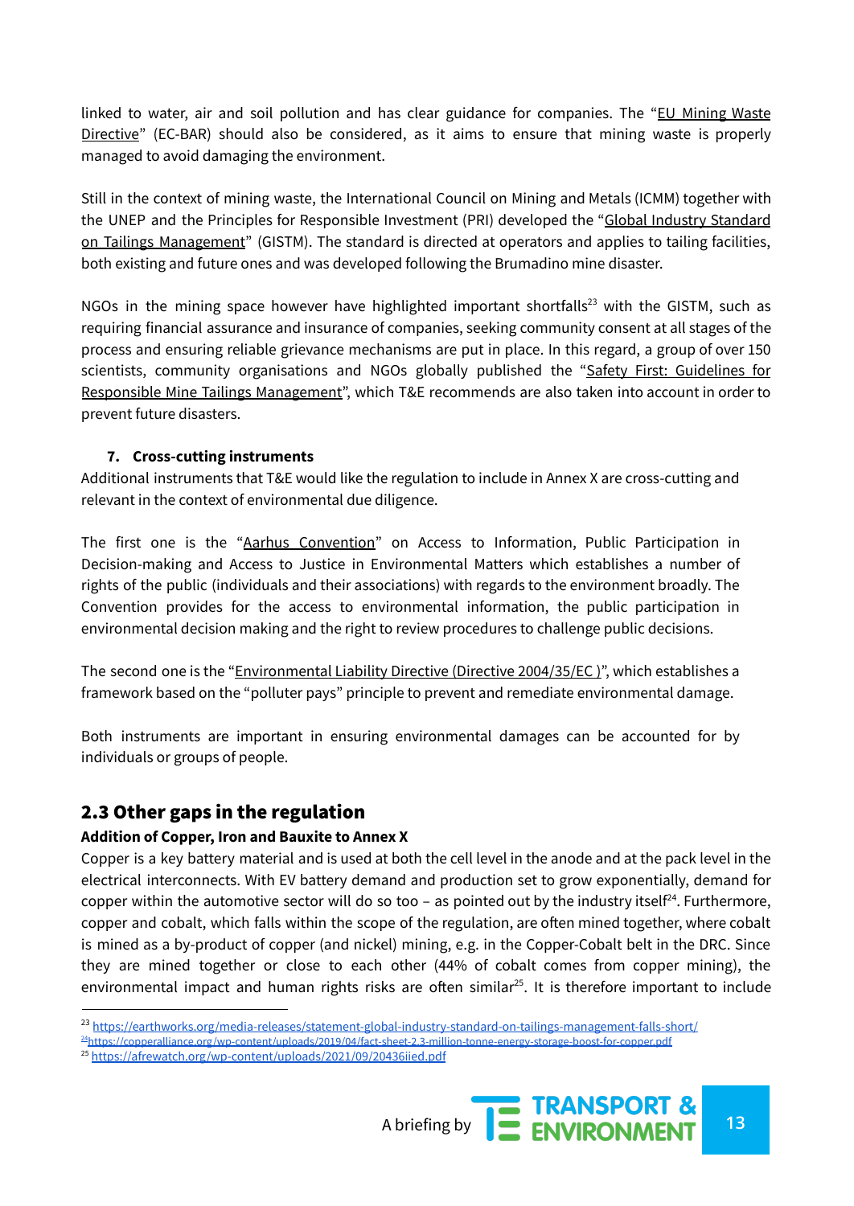linked to water, air and soil pollution and has clear guidance for companies. The "EU Mining Waste Directive" (EC-BAR) should also be considered, as it aims to ensure that mining waste is properly managed to avoid damaging the environment.

Still in the context of mining waste, the International Council on Mining and Metals (ICMM) together with the UNEP and the Principles for Responsible Investment (PRI) developed the "Global Industry Standard on Tailings Management" (GISTM). The standard is directed at operators and applies to tailing facilities, both existing and future ones and was developed following the Brumadino mine disaster.

NGOs in the mining space however have highlighted important shortfalls[23] with the GISTM, such as requiring financial assurance and insurance of companies, seeking community consent at all stages of the process and ensuring reliable grievance mechanisms are put in place. In this regard, a group of over 150 scientists, community organisations and NGOs globally published the "Safety First: Guidelines for Responsible Mine Tailings Management", which T&E recommends are also taken into account in order to prevent future disasters.

**7. Cross-cutting instruments**

Additional instruments that T&E would like the regulation to include in Annex X are cross-cutting and relevant in the context of environmental due diligence.

The first one is the "Aarhus Convention" on Access to Information, Public Participation in Decision-making and Access to Justice in Environmental Matters which establishes a number of rights of the public (individuals and their associations) with regards to the environment broadly. The Convention provides for the access to environmental information, the public participation in environmental decision making and the right to review procedures to challenge public decisions.

The second one is the "Environmental Liability Directive (Directive 2004/35/EC )", which establishes a framework based on the "polluter pays" principle to prevent and remediate environmental damage.

Both instruments are important in ensuring environmental damages can be accounted for by individuals or groups of people.

## 2.3 Other gaps in the regulation

**Addition of Copper, Iron and Bauxite to Annex X**

Copper is a key battery material and is used at both the cell level in the anode and at the pack level in the electrical interconnects. With EV battery demand and production set to grow exponentially, demand for copper within the automotive sector will do so too – as pointed out by the industry itself[24]. Furthermore, copper and cobalt, which falls within the scope of the regulation, are often mined together, where cobalt is mined as a by-product of copper (and nickel) mining, e.g. in the Copper-Cobalt belt in the DRC. Since they are mined together or close to each other (44% of cobalt comes from copper mining), the environmental impact and human rights risks are often similar[25]. It is therefore important to include

---

[23] https://earthworks.org/media-releases/statement-global-industry-standard-on-tailings-management-falls-short/

[24] https://copperalliance.org/wp-content/uploads/2019/04/fact-sheet-2.3-million-tonne-energy-storage-boost-for-copper.pdf

[25] https://afrewatch.org/wp-content/uploads/2021/09/20436iied.pdf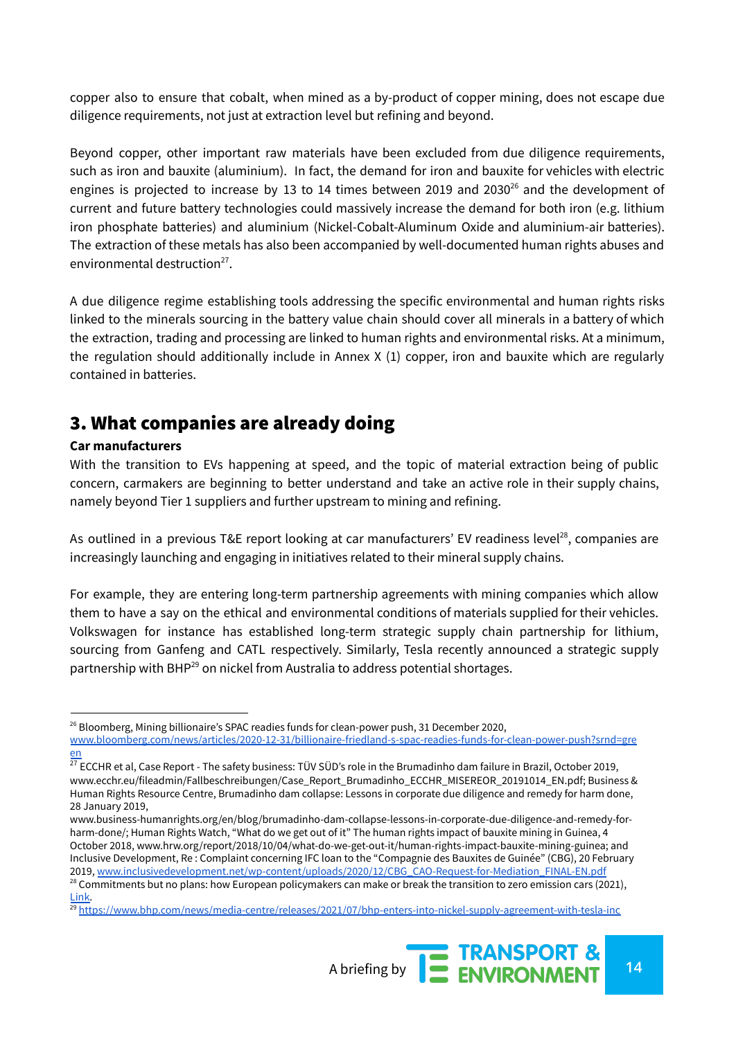copper also to ensure that cobalt, when mined as a by-product of copper mining, does not escape due diligence requirements, not just at extraction level but refining and beyond.

Beyond copper, other important raw materials have been excluded from due diligence requirements, such as iron and bauxite (aluminium). In fact, the demand for iron and bauxite for vehicles with electric engines is projected to increase by 13 to 14 times between 2019 and 2030[26] and the development of current and future battery technologies could massively increase the demand for both iron (e.g. lithium iron phosphate batteries) and aluminium (Nickel-Cobalt-Aluminum Oxide and aluminium-air batteries). The extraction of these metals has also been accompanied by well-documented human rights abuses and environmental destruction[27].

A due diligence regime establishing tools addressing the specific environmental and human rights risks linked to the minerals sourcing in the battery value chain should cover all minerals in a battery of which the extraction, trading and processing are linked to human rights and environmental risks. At a minimum, the regulation should additionally include in Annex X (1) copper, iron and bauxite which are regularly contained in batteries.

## 3. What companies are already doing

**Car manufacturers**

With the transition to EVs happening at speed, and the topic of material extraction being of public concern, carmakers are beginning to better understand and take an active role in their supply chains, namely beyond Tier 1 suppliers and further upstream to mining and refining.

As outlined in a previous T&E report looking at car manufacturers' EV readiness level[28], companies are increasingly launching and engaging in initiatives related to their mineral supply chains.

For example, they are entering long-term partnership agreements with mining companies which allow them to have a say on the ethical and environmental conditions of materials supplied for their vehicles. Volkswagen for instance has established long-term strategic supply chain partnership for lithium, sourcing from Ganfeng and CATL respectively. Similarly, Tesla recently announced a strategic supply partnership with BHP[29] on nickel from Australia to address potential shortages.

---

[26] Bloomberg, Mining billionaire's SPAC readies funds for clean-power push, 31 December 2020, www.bloomberg.com/news/articles/2020-12-31/billionaire-friedland-s-spac-readies-funds-for-clean-power-push?srnd=green

[27] ECCHR et al, Case Report - The safety business: TÜV SÜD's role in the Brumadinho dam failure in Brazil, October 2019, www.ecchr.eu/fileadmin/Fallbeschreibungen/Case_Report_Brumadinho_ECCHR_MISEREOR_20191014_EN.pdf; Business & Human Rights Resource Centre, Brumadinho dam collapse: Lessons in corporate due diligence and remedy for harm done, 28 January 2019, www.business-humanrights.org/en/blog/brumadinho-dam-collapse-lessons-in-corporate-due-diligence-and-remedy-for-harm-done/; Human Rights Watch, "What do we get out of it" The human rights impact of bauxite mining in Guinea, 4 October 2018, www.hrw.org/report/2018/10/04/what-do-we-get-out-it/human-rights-impact-bauxite-mining-guinea; and Inclusive Development, Re : Complaint concerning IFC loan to the "Compagnie des Bauxites de Guinée" (CBG), 20 February 2019, www.inclusivedevelopment.net/wp-content/uploads/2020/12/CBG_CAO-Request-for-Mediation_FINAL-EN.pdf

[28] Commitments but no plans: how European policymakers can make or break the transition to zero emission cars (2021), Link.

[29] https://www.bhp.com/news/media-centre/releases/2021/07/bhp-enters-into-nickel-supply-agreement-with-tesla-inc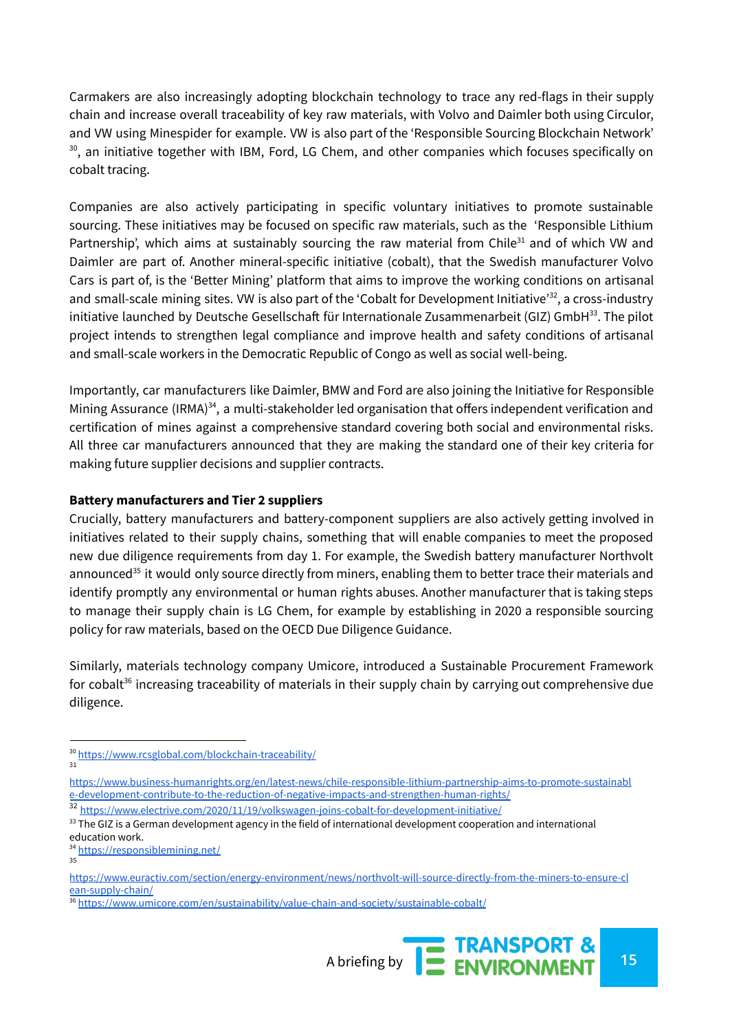Carmakers are also increasingly adopting blockchain technology to trace any red-flags in their supply chain and increase overall traceability of key raw materials, with Volvo and Daimler both using Circulor, and VW using Minespider for example. VW is also part of the 'Responsible Sourcing Blockchain Network' [30], an initiative together with IBM, Ford, LG Chem, and other companies which focuses specifically on cobalt tracing.

Companies are also actively participating in specific voluntary initiatives to promote sustainable sourcing. These initiatives may be focused on specific raw materials, such as the 'Responsible Lithium Partnership', which aims at sustainably sourcing the raw material from Chile[31] and of which VW and Daimler are part of. Another mineral-specific initiative (cobalt), that the Swedish manufacturer Volvo Cars is part of, is the 'Better Mining' platform that aims to improve the working conditions on artisanal and small-scale mining sites. VW is also part of the 'Cobalt for Development Initiative'[32], a cross-industry initiative launched by Deutsche Gesellschaft für Internationale Zusammenarbeit (GIZ) GmbH[33]. The pilot project intends to strengthen legal compliance and improve health and safety conditions of artisanal and small-scale workers in the Democratic Republic of Congo as well as social well-being.

Importantly, car manufacturers like Daimler, BMW and Ford are also joining the Initiative for Responsible Mining Assurance (IRMA)[34], a multi-stakeholder led organisation that offers independent verification and certification of mines against a comprehensive standard covering both social and environmental risks. All three car manufacturers announced that they are making the standard one of their key criteria for making future supplier decisions and supplier contracts.

**Battery manufacturers and Tier 2 suppliers**

Crucially, battery manufacturers and battery-component suppliers are also actively getting involved in initiatives related to their supply chains, something that will enable companies to meet the proposed new due diligence requirements from day 1. For example, the Swedish battery manufacturer Northvolt announced[35] it would only source directly from miners, enabling them to better trace their materials and identify promptly any environmental or human rights abuses. Another manufacturer that is taking steps to manage their supply chain is LG Chem, for example by establishing in 2020 a responsible sourcing policy for raw materials, based on the OECD Due Diligence Guidance.

Similarly, materials technology company Umicore, introduced a Sustainable Procurement Framework for cobalt[36] increasing traceability of materials in their supply chain by carrying out comprehensive due diligence.

---

[30] https://www.rcsglobal.com/blockchain-traceability/

[31] https://www.business-humanrights.org/en/latest-news/chile-responsible-lithium-partnership-aims-to-promote-sustainable-development-contribute-to-the-reduction-of-negative-impacts-and-strengthen-human-rights/

[32] https://www.electrive.com/2020/11/19/volkswagen-joins-cobalt-for-development-initiative/

[33] The GIZ is a German development agency in the field of international development cooperation and international education work.

[34] https://responsiblemining.net/

[35] https://www.euractiv.com/section/energy-environment/news/northvolt-will-source-directly-from-the-miners-to-ensure-clean-supply-chain/

[36] https://www.umicore.com/en/sustainability/value-chain-and-society/sustainable-cobalt/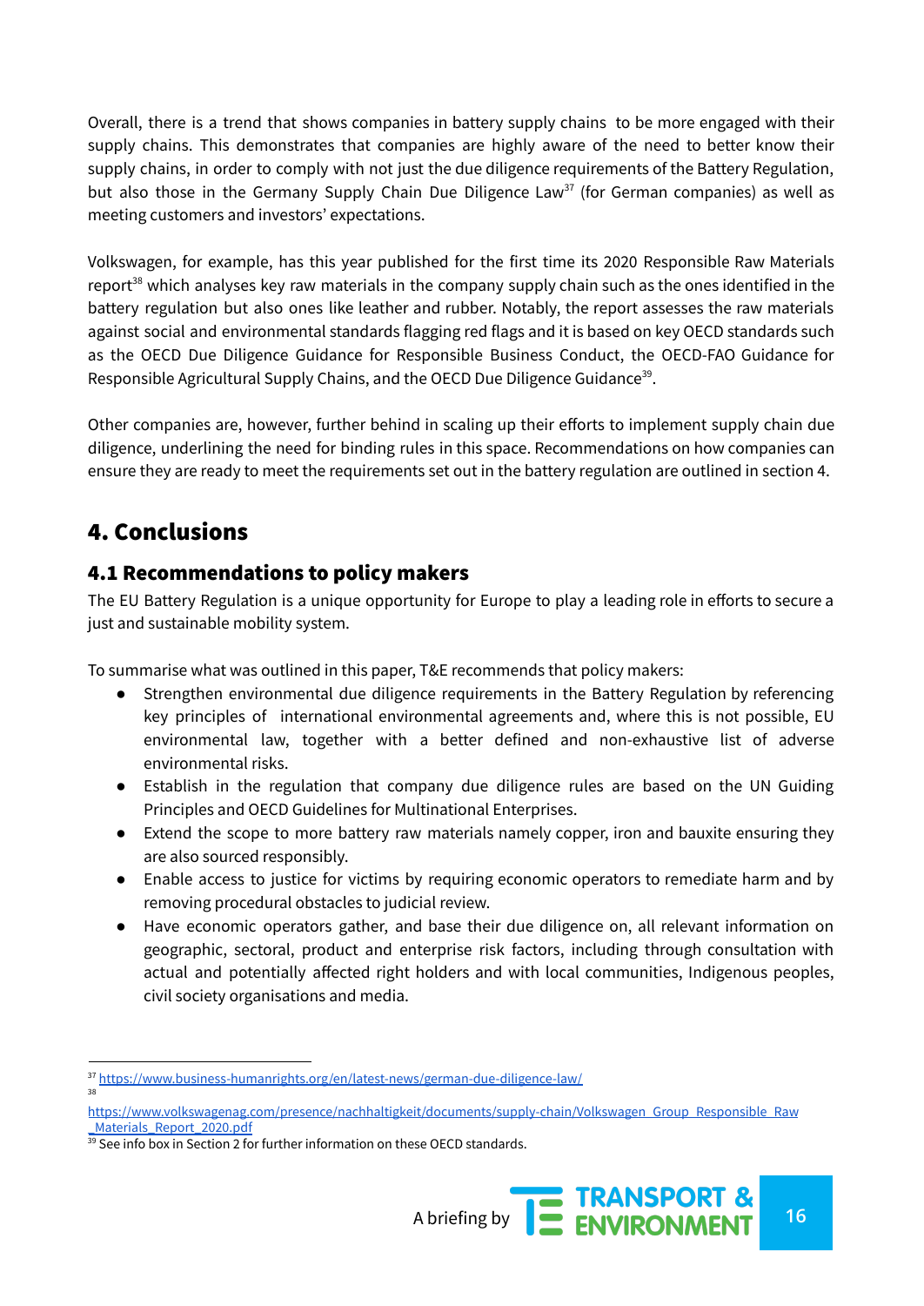Overall, there is a trend that shows companies in battery supply chains to be more engaged with their supply chains. This demonstrates that companies are highly aware of the need to better know their supply chains, in order to comply with not just the due diligence requirements of the Battery Regulation, but also those in the Germany Supply Chain Due Diligence Law[37] (for German companies) as well as meeting customers and investors' expectations.

Volkswagen, for example, has this year published for the first time its 2020 Responsible Raw Materials report[38] which analyses key raw materials in the company supply chain such as the ones identified in the battery regulation but also ones like leather and rubber. Notably, the report assesses the raw materials against social and environmental standards flagging red flags and it is based on key OECD standards such as the OECD Due Diligence Guidance for Responsible Business Conduct, the OECD-FAO Guidance for Responsible Agricultural Supply Chains, and the OECD Due Diligence Guidance[39].

Other companies are, however, further behind in scaling up their efforts to implement supply chain due diligence, underlining the need for binding rules in this space. Recommendations on how companies can ensure they are ready to meet the requirements set out in the battery regulation are outlined in section 4.

# 4. Conclusions

## 4.1 Recommendations to policy makers

The EU Battery Regulation is a unique opportunity for Europe to play a leading role in efforts to secure a just and sustainable mobility system.

To summarise what was outlined in this paper, T&E recommends that policy makers:

- Strengthen environmental due diligence requirements in the Battery Regulation by referencing key principles of international environmental agreements and, where this is not possible, EU environmental law, together with a better defined and non-exhaustive list of adverse environmental risks.
- Establish in the regulation that company due diligence rules are based on the UN Guiding Principles and OECD Guidelines for Multinational Enterprises.
- Extend the scope to more battery raw materials namely copper, iron and bauxite ensuring they are also sourced responsibly.
- Enable access to justice for victims by requiring economic operators to remediate harm and by removing procedural obstacles to judicial review.
- Have economic operators gather, and base their due diligence on, all relevant information on geographic, sectoral, product and enterprise risk factors, including through consultation with actual and potentially affected right holders and with local communities, Indigenous peoples, civil society organisations and media.

---

[37] https://www.business-humanrights.org/en/latest-news/german-due-diligence-law/

[38] https://www.volkswagenag.com/presence/nachhaltigkeit/documents/supply-chain/Volkswagen_Group_Responsible_Raw_Materials_Report_2020.pdf

[39] See info box in Section 2 for further information on these OECD standards.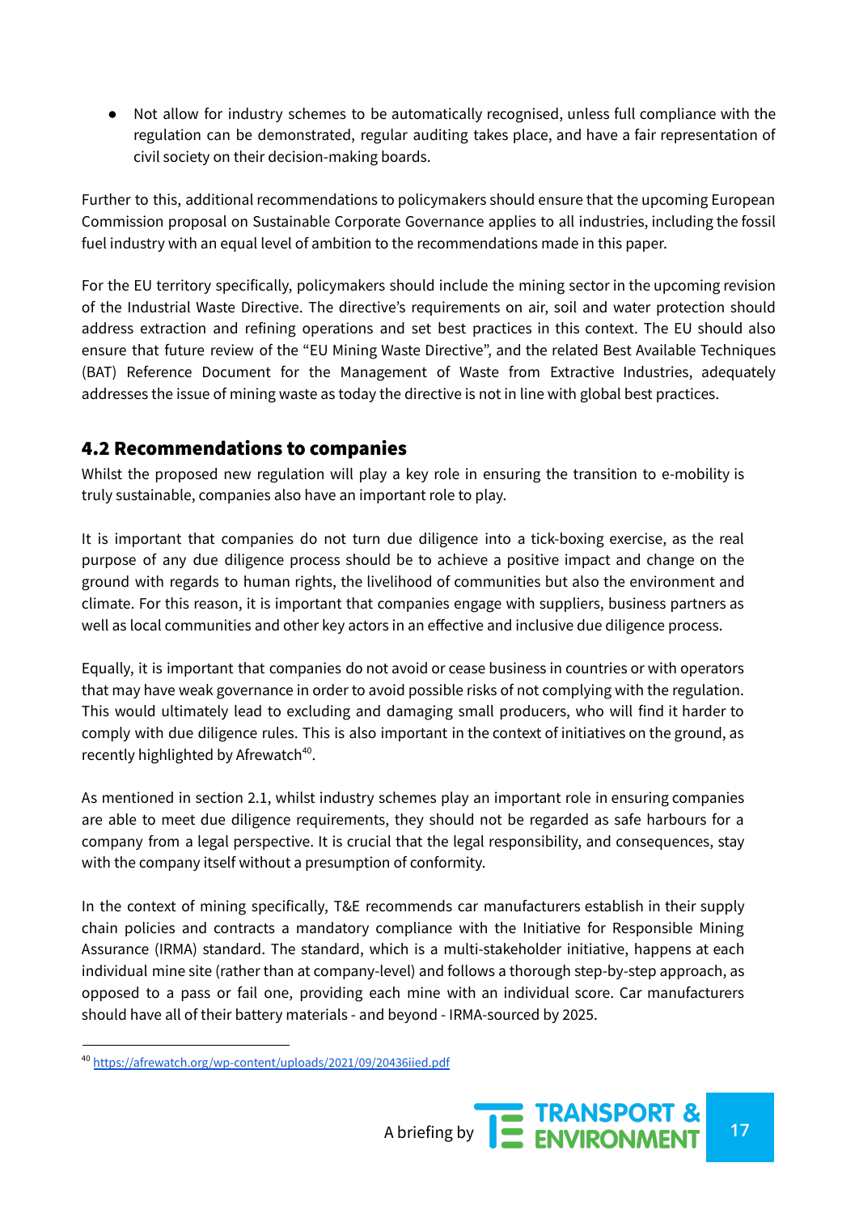- Not allow for industry schemes to be automatically recognised, unless full compliance with the regulation can be demonstrated, regular auditing takes place, and have a fair representation of civil society on their decision-making boards.

Further to this, additional recommendations to policymakers should ensure that the upcoming European Commission proposal on Sustainable Corporate Governance applies to all industries, including the fossil fuel industry with an equal level of ambition to the recommendations made in this paper.

For the EU territory specifically, policymakers should include the mining sector in the upcoming revision of the Industrial Waste Directive. The directive's requirements on air, soil and water protection should address extraction and refining operations and set best practices in this context. The EU should also ensure that future review of the "EU Mining Waste Directive", and the related Best Available Techniques (BAT) Reference Document for the Management of Waste from Extractive Industries, adequately addresses the issue of mining waste as today the directive is not in line with global best practices.

## 4.2 Recommendations to companies

Whilst the proposed new regulation will play a key role in ensuring the transition to e-mobility is truly sustainable, companies also have an important role to play.

It is important that companies do not turn due diligence into a tick-boxing exercise, as the real purpose of any due diligence process should be to achieve a positive impact and change on the ground with regards to human rights, the livelihood of communities but also the environment and climate. For this reason, it is important that companies engage with suppliers, business partners as well as local communities and other key actors in an effective and inclusive due diligence process.

Equally, it is important that companies do not avoid or cease business in countries or with operators that may have weak governance in order to avoid possible risks of not complying with the regulation. This would ultimately lead to excluding and damaging small producers, who will find it harder to comply with due diligence rules. This is also important in the context of initiatives on the ground, as recently highlighted by Afrewatch[40].

As mentioned in section 2.1, whilst industry schemes play an important role in ensuring companies are able to meet due diligence requirements, they should not be regarded as safe harbours for a company from a legal perspective. It is crucial that the legal responsibility, and consequences, stay with the company itself without a presumption of conformity.

In the context of mining specifically, T&E recommends car manufacturers establish in their supply chain policies and contracts a mandatory compliance with the Initiative for Responsible Mining Assurance (IRMA) standard. The standard, which is a multi-stakeholder initiative, happens at each individual mine site (rather than at company-level) and follows a thorough step-by-step approach, as opposed to a pass or fail one, providing each mine with an individual score. Car manufacturers should have all of their battery materials - and beyond - IRMA-sourced by 2025.

[40] https://afrewatch.org/wp-content/uploads/2021/09/20436iied.pdf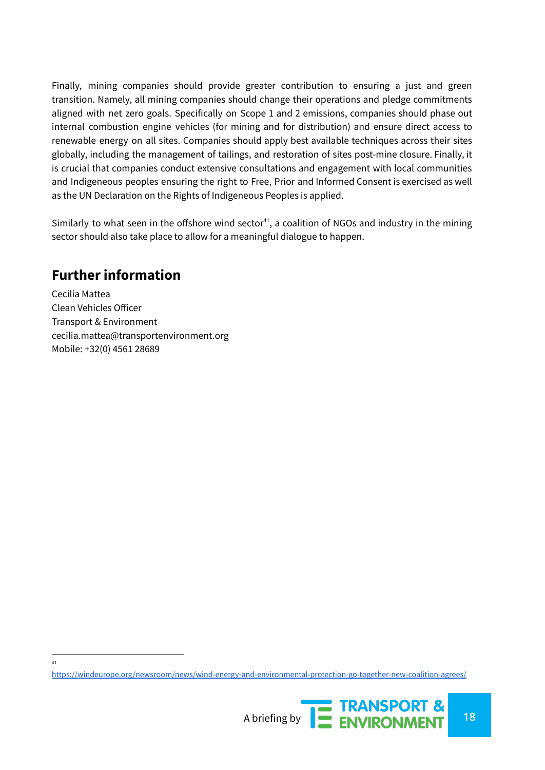Finally, mining companies should provide greater contribution to ensuring a just and green transition. Namely, all mining companies should change their operations and pledge commitments aligned with net zero goals. Specifically on Scope 1 and 2 emissions, companies should phase out internal combustion engine vehicles (for mining and for distribution) and ensure direct access to renewable energy on all sites. Companies should apply best available techniques across their sites globally, including the management of tailings, and restoration of sites post-mine closure. Finally, it is crucial that companies conduct extensive consultations and engagement with local communities and Indigeneous peoples ensuring the right to Free, Prior and Informed Consent is exercised as well as the UN Declaration on the Rights of Indigeneous Peoples is applied.

Similarly to what seen in the offshore wind sector[41], a coalition of NGOs and industry in the mining sector should also take place to allow for a meaningful dialogue to happen.

## Further information

Cecilia Mattea
Clean Vehicles Officer
Transport & Environment
cecilia.mattea@transportenvironment.org
Mobile: +32(0) 4561 28689

---

41 https://windeurope.org/newsroom/news/wind-energy-and-environmental-protection-go-together-new-coalition-agrees/